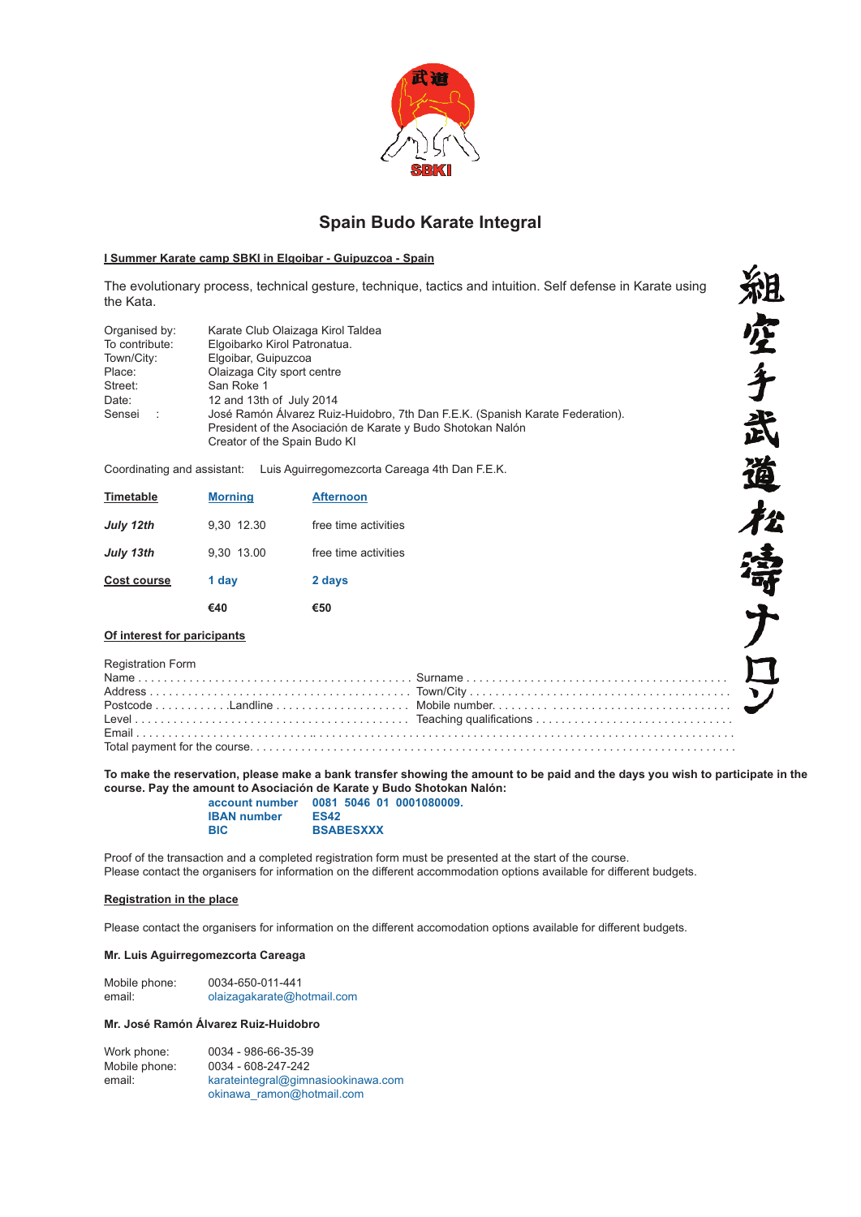# Spain Budo Karate Integral

**I Summer Karate camp SBKI in Elgoibar - Guipuzcoa - Spain**

The evolutionary process, technical gesture, technique, tactics and intuition. Self defense in Karate using the Kata.

| | |
|---|---|
| Organised by: | Karate Club Olaizaga Kirol Taldea |
| To contribute: | Elgoibarko Kirol Patronatua. |
| Town/City: | Elgoibar, Guipuzcoa |
| Place: | Olaizaga City sport centre |
| Street: | San Roke 1 |
| Date: | 12 and 13th of July 2014 |
| Sensei : | José Ramón Álvarez Ruiz-Huidobro, 7th Dan F.E.K. (Spanish Karate Federation). President of the Asociación de Karate y Budo Shotokan Nalón Creator of the Spain Budo KI |

Coordinating and assistant: Luis Aguirregomezcorta Careaga 4th Dan F.E.K.

| **Timetable** | **Morning** | **Afternoon** |
|---|---|---|
| ***July 12th*** | 9,30 12.30 | free time activities |
| ***July 13th*** | 9,30 13.00 | free time activities |
| **Cost course** | **1 day** | **2 days** |
| | **€40** | **€50** |

**Of interest for paricipants**

Registration Form
Name . . . . . . . . . . . . . . . . . . . . . . . . . . . . . . . . . . . . . . . . . . . . Surname . . . . . . . . . . . . . . . . . . . . . . . . . . . . . . . . . . . . . . . .
Address . . . . . . . . . . . . . . . . . . . . . . . . . . . . . . . . . . . . . . . . . . Town/City . . . . . . . . . . . . . . . . . . . . . . . . . . . . . . . . . . . . . . .
Postcode . . . . . . . . . . . .Landline . . . . . . . . . . . . . . . . . . . . . Mobile number. . . . . . . . . . . . . . . . . . . . . . . . . . . . . . . . . . . .
Level . . . . . . . . . . . . . . . . . . . . . . . . . . . . . . . . . . . . . . . . . . . . Teaching qualifications . . . . . . . . . . . . . . . . . . . . . . . . . . . . . .
Email . . . . . . . . . . . . . . . . . . . . . . . . . . . . . . . . . . . . . . . . . . . . . . . . . . . . . . . . . . . . . . . . . . . . . . . . . . . . . . . . . . . . . . . . . .
Total payment for the course. . . . . . . . . . . . . . . . . . . . . . . . . . . . . . . . . . . . . . . . . . . . . . . . . . . . . . . . . . . . . . . . . . . . . . . . .

**To make the reservation, please make a bank transfer showing the amount to be paid and the days you wish to participate in the course. Pay the amount to Asociación de Karate y Budo Shotokan Nalón:**

| | |
|---|---|
| **account number** | **0081 5046 01 0001080009.** |
| **IBAN number** | **ES42** |
| **BIC** | **BSABESXXX** |

Proof of the transaction and a completed registration form must be presented at the start of the course.
Please contact the organisers for information on the different accommodation options available for different budgets.

**Registration in the place**

Please contact the organisers for information on the different accomodation options available for different budgets.

**Mr. Luis Aguirregomezcorta Careaga**

Mobile phone: 0034-650-011-441
email: olaizagakarate@hotmail.com

**Mr. José Ramón Álvarez Ruiz-Huidobro**

Work phone: 0034 - 986-66-35-39
Mobile phone: 0034 - 608-247-242
email: karateintegral@gimnasiookinawa.com
okinawa_ramon@hotmail.com

組空手武道松濤ナロン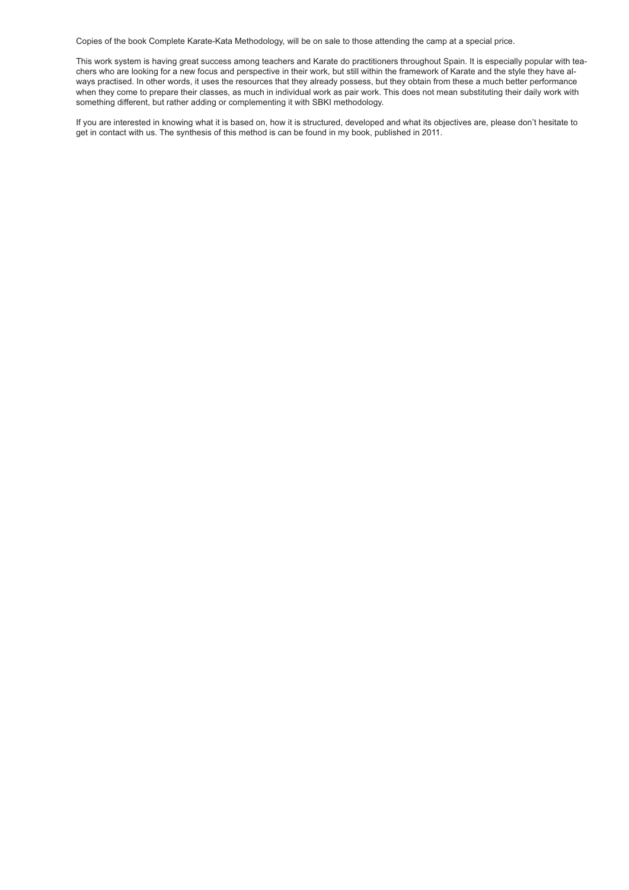Copies of the book Complete Karate-Kata Methodology, will be on sale to those attending the camp at a special price.

This work system is having great success among teachers and Karate do practitioners throughout Spain. It is especially popular with teachers who are looking for a new focus and perspective in their work, but still within the framework of Karate and the style they have always practised. In other words, it uses the resources that they already possess, but they obtain from these a much better performance when they come to prepare their classes, as much in individual work as pair work. This does not mean substituting their daily work with something different, but rather adding or complementing it with SBKI methodology.

If you are interested in knowing what it is based on, how it is structured, developed and what its objectives are, please don't hesitate to get in contact with us. The synthesis of this method is can be found in my book, published in 2011.